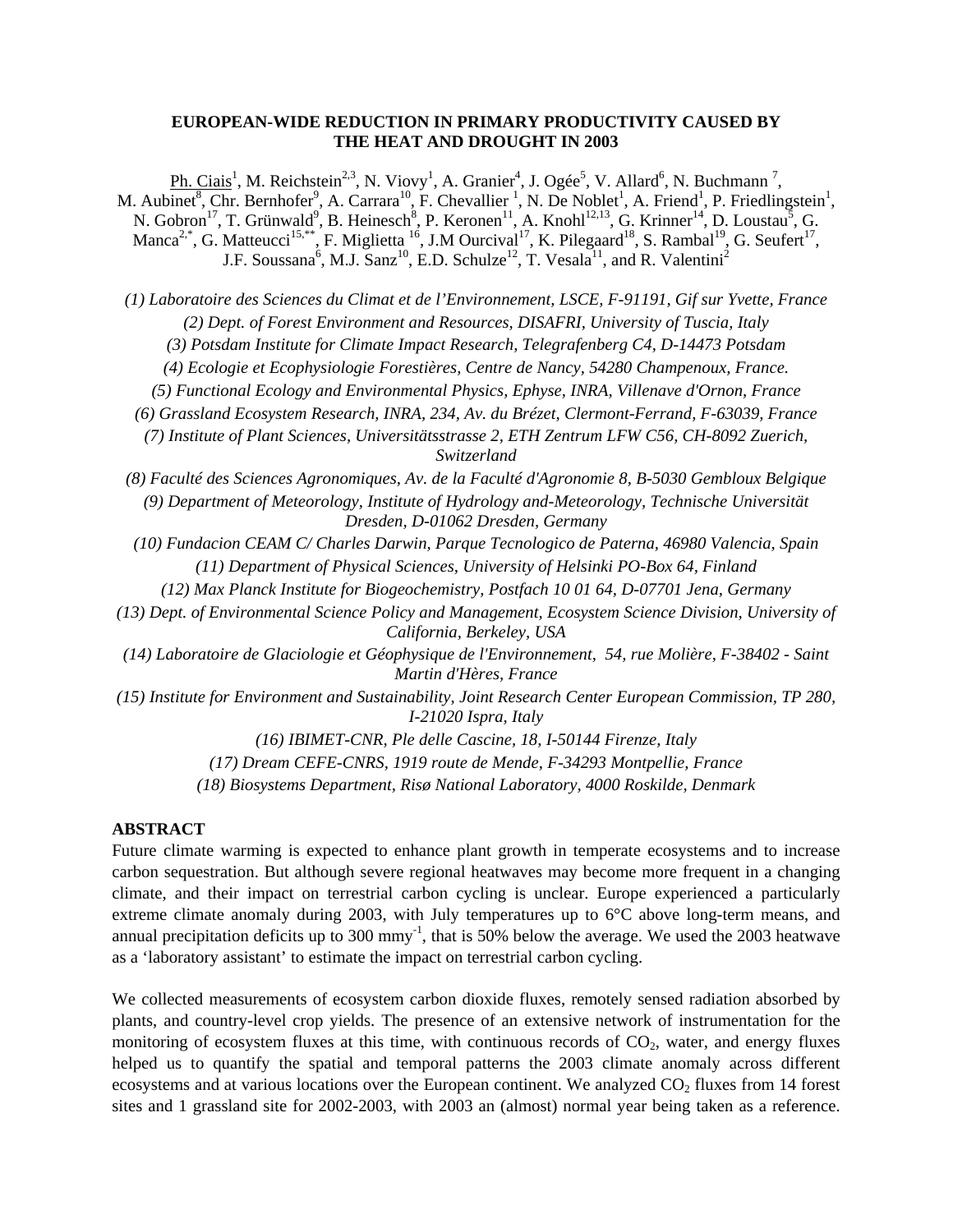# EUROPEAN-WIDE REDUCTION IN PRIMARY PRODUCTIVITY CAUSED BY THE HEAT AND DROUGHT IN 2003

Ph. Ciais[1], M. Reichstein[2,3], N. Viovy[1], A. Granier[4], J. Ogée[5], V. Allard[6], N. Buchmann [7], M. Aubinet[8], Chr. Bernhofer[9], A. Carrara[10], F. Chevallier [1], N. De Noblet[1], A. Friend[1], P. Friedlingstein[1], N. Gobron[17], T. Grünwald[9], B. Heinesch[8], P. Keronen[11], A. Knohl[12,13], G. Krinner[14], D. Loustau[5], G. Manca[2,*], G. Matteucci[15,**], F. Miglietta [16], J.M Ourcival[17], K. Pilegaard[18], S. Rambal[19], G. Seufert[17], J.F. Soussana[6], M.J. Sanz[10], E.D. Schulze[12], T. Vesala[11], and R. Valentini[2]

*(1) Laboratoire des Sciences du Climat et de l'Environnement, LSCE, F-91191, Gif sur Yvette, France*

*(2) Dept. of Forest Environment and Resources, DISAFRI, University of Tuscia, Italy*

*(3) Potsdam Institute for Climate Impact Research, Telegrafenberg C4, D-14473 Potsdam*

*(4) Ecologie et Ecophysiologie Forestières, Centre de Nancy, 54280 Champenoux, France.*

*(5) Functional Ecology and Environmental Physics, Ephyse, INRA, Villenave d'Ornon, France*

*(6) Grassland Ecosystem Research, INRA, 234, Av. du Brézet, Clermont-Ferrand, F-63039, France*

*(7) Institute of Plant Sciences, Universitätsstrasse 2, ETH Zentrum LFW C56, CH-8092 Zuerich, Switzerland*

*(8) Faculté des Sciences Agronomiques, Av. de la Faculté d'Agronomie 8, B-5030 Gembloux Belgique*

*(9) Department of Meteorology, Institute of Hydrology and-Meteorology, Technische Universität Dresden, D-01062 Dresden, Germany*

*(10) Fundacion CEAM C/ Charles Darwin, Parque Tecnologico de Paterna, 46980 Valencia, Spain*

*(11) Department of Physical Sciences, University of Helsinki PO-Box 64, Finland*

*(12) Max Planck Institute for Biogeochemistry, Postfach 10 01 64, D-07701 Jena, Germany*

*(13) Dept. of Environmental Science Policy and Management, Ecosystem Science Division, University of California, Berkeley, USA*

*(14) Laboratoire de Glaciologie et Géophysique de l'Environnement, 54, rue Molière, F-38402 - Saint Martin d'Hères, France*

*(15) Institute for Environment and Sustainability, Joint Research Center European Commission, TP 280, I-21020 Ispra, Italy*

*(16) IBIMET-CNR, Ple delle Cascine, 18, I-50144 Firenze, Italy*

*(17) Dream CEFE-CNRS, 1919 route de Mende, F-34293 Montpellie, France*

*(18) Biosystems Department, Risø National Laboratory, 4000 Roskilde, Denmark*

## ABSTRACT

Future climate warming is expected to enhance plant growth in temperate ecosystems and to increase carbon sequestration. But although severe regional heatwaves may become more frequent in a changing climate, and their impact on terrestrial carbon cycling is unclear. Europe experienced a particularly extreme climate anomaly during 2003, with July temperatures up to 6°C above long-term means, and annual precipitation deficits up to 300 $mmy^{-1}$, that is 50% below the average. We used the 2003 heatwave as a 'laboratory assistant' to estimate the impact on terrestrial carbon cycling.

We collected measurements of ecosystem carbon dioxide fluxes, remotely sensed radiation absorbed by plants, and country-level crop yields. The presence of an extensive network of instrumentation for the monitoring of ecosystem fluxes at this time, with continuous records of $CO_2$, water, and energy fluxes helped us to quantify the spatial and temporal patterns the 2003 climate anomaly across different ecosystems and at various locations over the European continent. We analyzed $CO_2$ fluxes from 14 forest sites and 1 grassland site for 2002-2003, with 2003 an (almost) normal year being taken as a reference.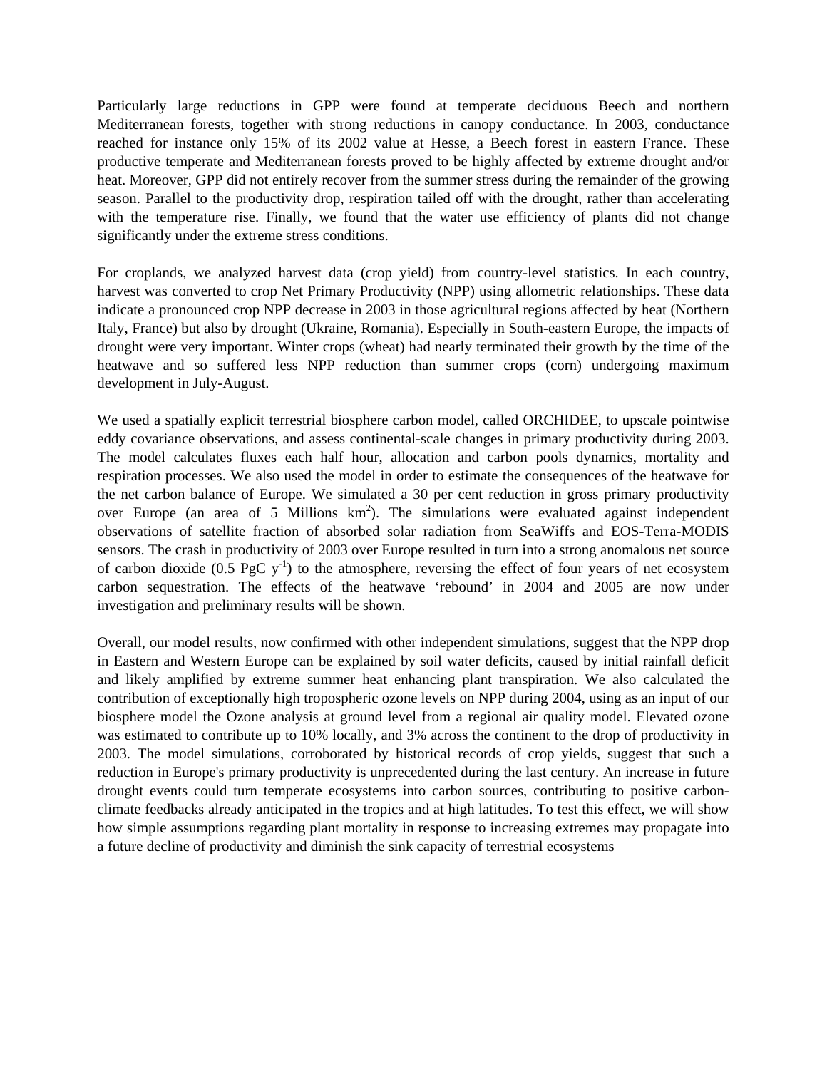Particularly large reductions in GPP were found at temperate deciduous Beech and northern Mediterranean forests, together with strong reductions in canopy conductance. In 2003, conductance reached for instance only 15% of its 2002 value at Hesse, a Beech forest in eastern France. These productive temperate and Mediterranean forests proved to be highly affected by extreme drought and/or heat. Moreover, GPP did not entirely recover from the summer stress during the remainder of the growing season. Parallel to the productivity drop, respiration tailed off with the drought, rather than accelerating with the temperature rise. Finally, we found that the water use efficiency of plants did not change significantly under the extreme stress conditions.

For croplands, we analyzed harvest data (crop yield) from country-level statistics. In each country, harvest was converted to crop Net Primary Productivity (NPP) using allometric relationships. These data indicate a pronounced crop NPP decrease in 2003 in those agricultural regions affected by heat (Northern Italy, France) but also by drought (Ukraine, Romania). Especially in South-eastern Europe, the impacts of drought were very important. Winter crops (wheat) had nearly terminated their growth by the time of the heatwave and so suffered less NPP reduction than summer crops (corn) undergoing maximum development in July-August.

We used a spatially explicit terrestrial biosphere carbon model, called ORCHIDEE, to upscale pointwise eddy covariance observations, and assess continental-scale changes in primary productivity during 2003. The model calculates fluxes each half hour, allocation and carbon pools dynamics, mortality and respiration processes. We also used the model in order to estimate the consequences of the heatwave for the net carbon balance of Europe. We simulated a 30 per cent reduction in gross primary productivity over Europe (an area of 5 Millions $km^2$). The simulations were evaluated against independent observations of satellite fraction of absorbed solar radiation from SeaWiffs and EOS-Terra-MODIS sensors. The crash in productivity of 2003 over Europe resulted in turn into a strong anomalous net source of carbon dioxide (0.5 PgC $y^{-1}$) to the atmosphere, reversing the effect of four years of net ecosystem carbon sequestration. The effects of the heatwave 'rebound' in 2004 and 2005 are now under investigation and preliminary results will be shown.

Overall, our model results, now confirmed with other independent simulations, suggest that the NPP drop in Eastern and Western Europe can be explained by soil water deficits, caused by initial rainfall deficit and likely amplified by extreme summer heat enhancing plant transpiration. We also calculated the contribution of exceptionally high tropospheric ozone levels on NPP during 2004, using as an input of our biosphere model the Ozone analysis at ground level from a regional air quality model. Elevated ozone was estimated to contribute up to 10% locally, and 3% across the continent to the drop of productivity in 2003. The model simulations, corroborated by historical records of crop yields, suggest that such a reduction in Europe's primary productivity is unprecedented during the last century. An increase in future drought events could turn temperate ecosystems into carbon sources, contributing to positive carbon-climate feedbacks already anticipated in the tropics and at high latitudes. To test this effect, we will show how simple assumptions regarding plant mortality in response to increasing extremes may propagate into a future decline of productivity and diminish the sink capacity of terrestrial ecosystems